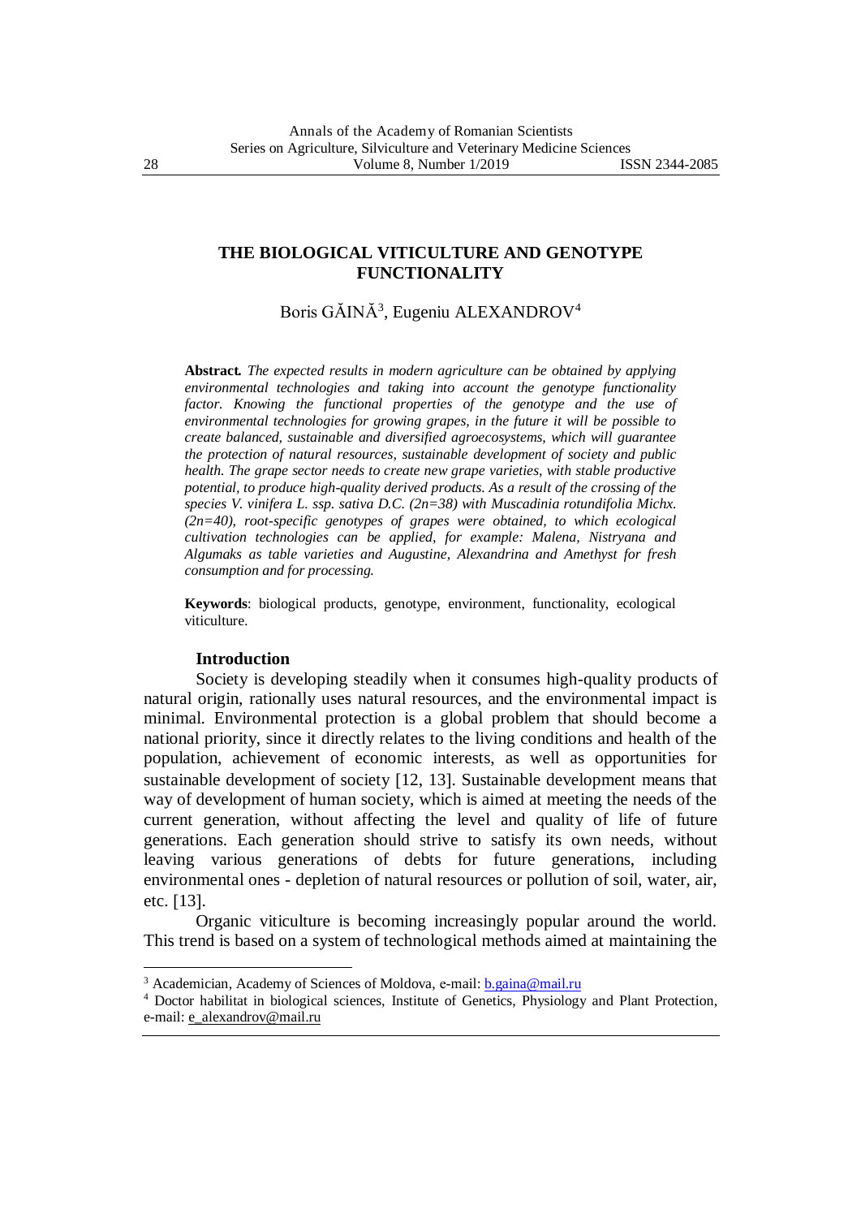# THE BIOLOGICAL VITICULTURE AND GENOTYPE FUNCTIONALITY

Boris GĂINĂ[3], Eugeniu ALEXANDROV[4]

**Abstract.** *The expected results in modern agriculture can be obtained by applying environmental technologies and taking into account the genotype functionality factor. Knowing the functional properties of the genotype and the use of environmental technologies for growing grapes, in the future it will be possible to create balanced, sustainable and diversified agroecosystems, which will guarantee the protection of natural resources, sustainable development of society and public health. The grape sector needs to create new grape varieties, with stable productive potential, to produce high-quality derived products. As a result of the crossing of the species V. vinifera L. ssp. sativa D.C. (2n=38) with Muscadinia rotundifolia Michx. (2n=40), root-specific genotypes of grapes were obtained, to which ecological cultivation technologies can be applied, for example: Malena, Nistryana and Algumaks as table varieties and Augustine, Alexandrina and Amethyst for fresh consumption and for processing.*

**Keywords**: biological products, genotype, environment, functionality, ecological viticulture.

## Introduction

Society is developing steadily when it consumes high-quality products of natural origin, rationally uses natural resources, and the environmental impact is minimal. Environmental protection is a global problem that should become a national priority, since it directly relates to the living conditions and health of the population, achievement of economic interests, as well as opportunities for sustainable development of society [12, 13]. Sustainable development means that way of development of human society, which is aimed at meeting the needs of the current generation, without affecting the level and quality of life of future generations. Each generation should strive to satisfy its own needs, without leaving various generations of debts for future generations, including environmental ones - depletion of natural resources or pollution of soil, water, air, etc. [13].

Organic viticulture is becoming increasingly popular around the world. This trend is based on a system of technological methods aimed at maintaining the

---

[3] Academician, Academy of Sciences of Moldova, e-mail: b.gaina@mail.ru

[4] Doctor habilitat in biological sciences, Institute of Genetics, Physiology and Plant Protection, e-mail: e_alexandrov@mail.ru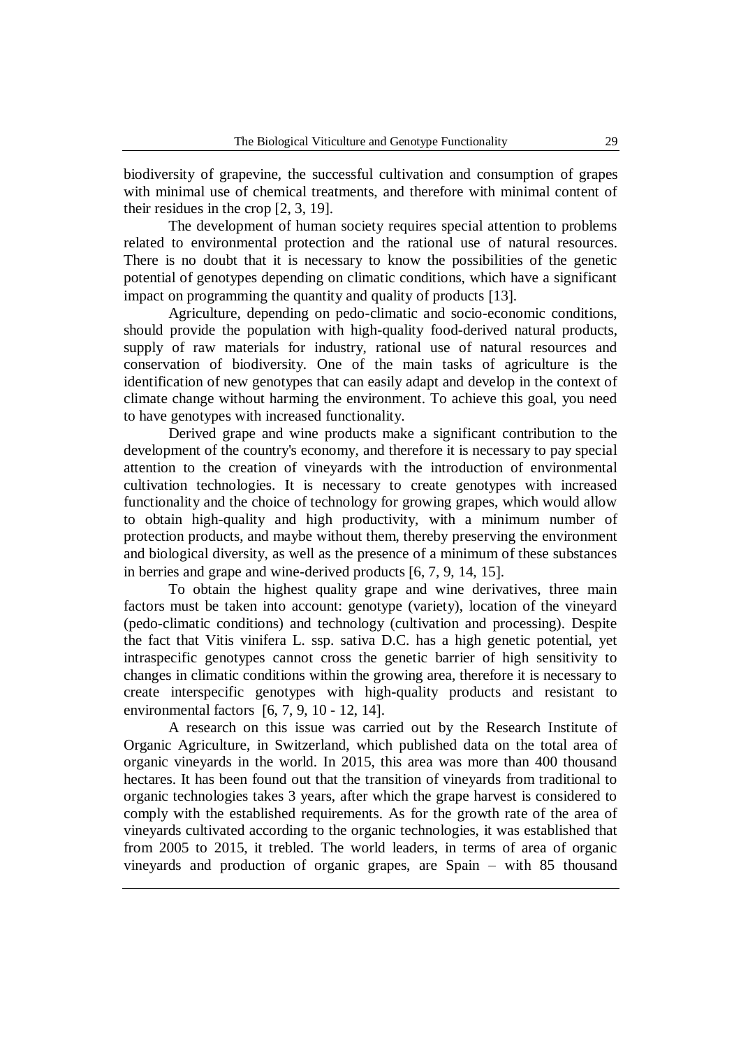biodiversity of grapevine, the successful cultivation and consumption of grapes with minimal use of chemical treatments, and therefore with minimal content of their residues in the crop [2, 3, 19].

The development of human society requires special attention to problems related to environmental protection and the rational use of natural resources. There is no doubt that it is necessary to know the possibilities of the genetic potential of genotypes depending on climatic conditions, which have a significant impact on programming the quantity and quality of products [13].

Agriculture, depending on pedo-climatic and socio-economic conditions, should provide the population with high-quality food-derived natural products, supply of raw materials for industry, rational use of natural resources and conservation of biodiversity. One of the main tasks of agriculture is the identification of new genotypes that can easily adapt and develop in the context of climate change without harming the environment. To achieve this goal, you need to have genotypes with increased functionality.

Derived grape and wine products make a significant contribution to the development of the country's economy, and therefore it is necessary to pay special attention to the creation of vineyards with the introduction of environmental cultivation technologies. It is necessary to create genotypes with increased functionality and the choice of technology for growing grapes, which would allow to obtain high-quality and high productivity, with a minimum number of protection products, and maybe without them, thereby preserving the environment and biological diversity, as well as the presence of a minimum of these substances in berries and grape and wine-derived products [6, 7, 9, 14, 15].

To obtain the highest quality grape and wine derivatives, three main factors must be taken into account: genotype (variety), location of the vineyard (pedo-climatic conditions) and technology (cultivation and processing). Despite the fact that Vitis vinifera L. ssp. sativa D.C. has a high genetic potential, yet intraspecific genotypes cannot cross the genetic barrier of high sensitivity to changes in climatic conditions within the growing area, therefore it is necessary to create interspecific genotypes with high-quality products and resistant to environmental factors [6, 7, 9, 10 - 12, 14].

A research on this issue was carried out by the Research Institute of Organic Agriculture, in Switzerland, which published data on the total area of organic vineyards in the world. In 2015, this area was more than 400 thousand hectares. It has been found out that the transition of vineyards from traditional to organic technologies takes 3 years, after which the grape harvest is considered to comply with the established requirements. As for the growth rate of the area of vineyards cultivated according to the organic technologies, it was established that from 2005 to 2015, it trebled. The world leaders, in terms of area of organic vineyards and production of organic grapes, are Spain – with 85 thousand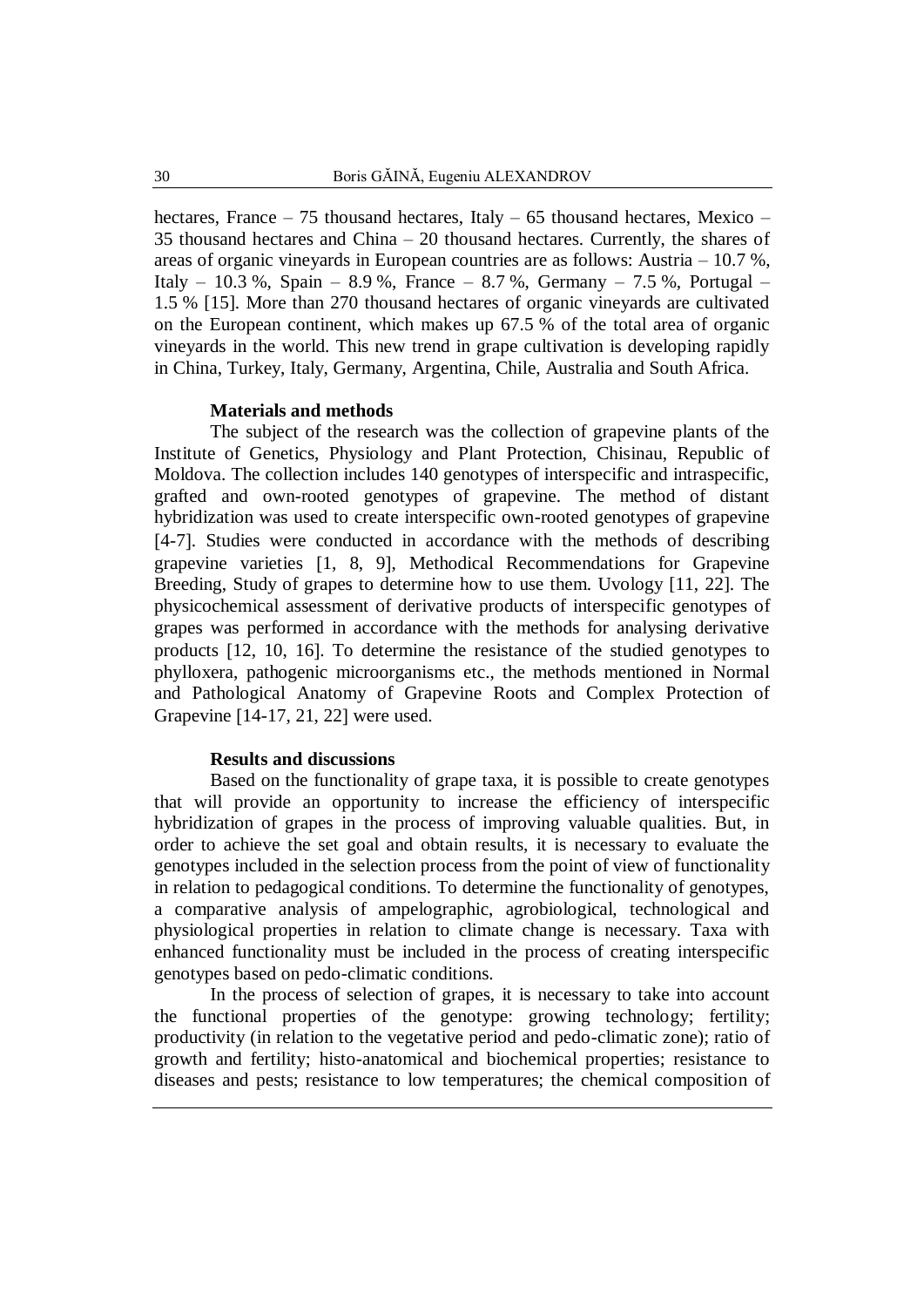hectares, France – 75 thousand hectares, Italy – 65 thousand hectares, Mexico – 35 thousand hectares and China – 20 thousand hectares. Currently, the shares of areas of organic vineyards in European countries are as follows: Austria – 10.7 %, Italy – 10.3 %, Spain – 8.9 %, France – 8.7 %, Germany – 7.5 %, Portugal – 1.5 % [15]. More than 270 thousand hectares of organic vineyards are cultivated on the European continent, which makes up 67.5 % of the total area of organic vineyards in the world. This new trend in grape cultivation is developing rapidly in China, Turkey, Italy, Germany, Argentina, Chile, Australia and South Africa.

### Materials and methods

The subject of the research was the collection of grapevine plants of the Institute of Genetics, Physiology and Plant Protection, Chisinau, Republic of Moldova. The collection includes 140 genotypes of interspecific and intraspecific, grafted and own-rooted genotypes of grapevine. The method of distant hybridization was used to create interspecific own-rooted genotypes of grapevine [4-7]. Studies were conducted in accordance with the methods of describing grapevine varieties [1, 8, 9], Methodical Recommendations for Grapevine Breeding, Study of grapes to determine how to use them. Uvology [11, 22]. The physicochemical assessment of derivative products of interspecific genotypes of grapes was performed in accordance with the methods for analysing derivative products [12, 10, 16]. To determine the resistance of the studied genotypes to phylloxera, pathogenic microorganisms etc., the methods mentioned in Normal and Pathological Anatomy of Grapevine Roots and Complex Protection of Grapevine [14-17, 21, 22] were used.

### Results and discussions

Based on the functionality of grape taxa, it is possible to create genotypes that will provide an opportunity to increase the efficiency of interspecific hybridization of grapes in the process of improving valuable qualities. But, in order to achieve the set goal and obtain results, it is necessary to evaluate the genotypes included in the selection process from the point of view of functionality in relation to pedagogical conditions. To determine the functionality of genotypes, a comparative analysis of ampelographic, agrobiological, technological and physiological properties in relation to climate change is necessary. Taxa with enhanced functionality must be included in the process of creating interspecific genotypes based on pedo-climatic conditions.

In the process of selection of grapes, it is necessary to take into account the functional properties of the genotype: growing technology; fertility; productivity (in relation to the vegetative period and pedo-climatic zone); ratio of growth and fertility; histo-anatomical and biochemical properties; resistance to diseases and pests; resistance to low temperatures; the chemical composition of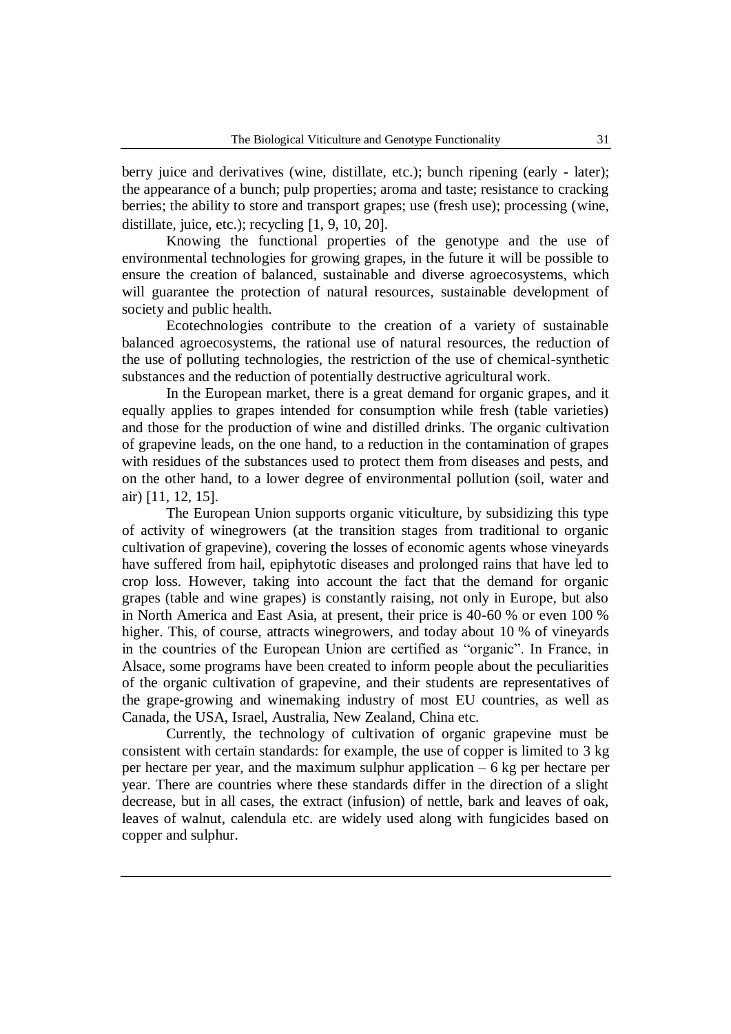berry juice and derivatives (wine, distillate, etc.); bunch ripening (early - later); the appearance of a bunch; pulp properties; aroma and taste; resistance to cracking berries; the ability to store and transport grapes; use (fresh use); processing (wine, distillate, juice, etc.); recycling [1, 9, 10, 20].

Knowing the functional properties of the genotype and the use of environmental technologies for growing grapes, in the future it will be possible to ensure the creation of balanced, sustainable and diverse agroecosystems, which will guarantee the protection of natural resources, sustainable development of society and public health.

Ecotechnologies contribute to the creation of a variety of sustainable balanced agroecosystems, the rational use of natural resources, the reduction of the use of polluting technologies, the restriction of the use of chemical-synthetic substances and the reduction of potentially destructive agricultural work.

In the European market, there is a great demand for organic grapes, and it equally applies to grapes intended for consumption while fresh (table varieties) and those for the production of wine and distilled drinks. The organic cultivation of grapevine leads, on the one hand, to a reduction in the contamination of grapes with residues of the substances used to protect them from diseases and pests, and on the other hand, to a lower degree of environmental pollution (soil, water and air) [11, 12, 15].

The European Union supports organic viticulture, by subsidizing this type of activity of winegrowers (at the transition stages from traditional to organic cultivation of grapevine), covering the losses of economic agents whose vineyards have suffered from hail, epiphytotic diseases and prolonged rains that have led to crop loss. However, taking into account the fact that the demand for organic grapes (table and wine grapes) is constantly raising, not only in Europe, but also in North America and East Asia, at present, their price is 40-60 % or even 100 % higher. This, of course, attracts winegrowers, and today about 10 % of vineyards in the countries of the European Union are certified as "organic". In France, in Alsace, some programs have been created to inform people about the peculiarities of the organic cultivation of grapevine, and their students are representatives of the grape-growing and winemaking industry of most EU countries, as well as Canada, the USA, Israel, Australia, New Zealand, China etc.

Currently, the technology of cultivation of organic grapevine must be consistent with certain standards: for example, the use of copper is limited to 3 kg per hectare per year, and the maximum sulphur application – 6 kg per hectare per year. There are countries where these standards differ in the direction of a slight decrease, but in all cases, the extract (infusion) of nettle, bark and leaves of oak, leaves of walnut, calendula etc. are widely used along with fungicides based on copper and sulphur.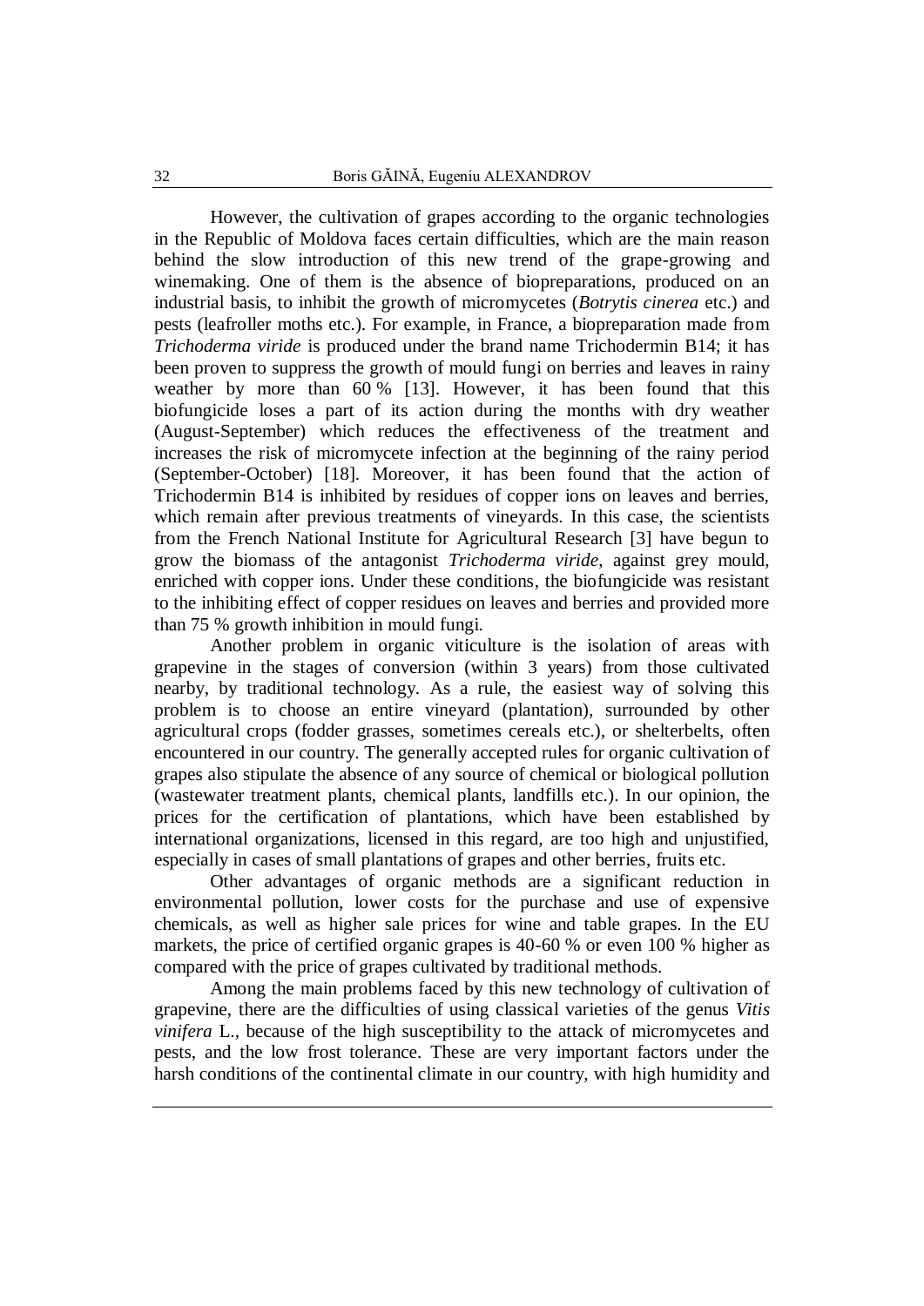However, the cultivation of grapes according to the organic technologies in the Republic of Moldova faces certain difficulties, which are the main reason behind the slow introduction of this new trend of the grape-growing and winemaking. One of them is the absence of biopreparations, produced on an industrial basis, to inhibit the growth of micromycetes (*Botrytis cinerea* etc.) and pests (leafroller moths etc.). For example, in France, a biopreparation made from *Trichoderma viride* is produced under the brand name Trichodermin B14; it has been proven to suppress the growth of mould fungi on berries and leaves in rainy weather by more than 60 % [13]. However, it has been found that this biofungicide loses a part of its action during the months with dry weather (August-September) which reduces the effectiveness of the treatment and increases the risk of micromycete infection at the beginning of the rainy period (September-October) [18]. Moreover, it has been found that the action of Trichodermin B14 is inhibited by residues of copper ions on leaves and berries, which remain after previous treatments of vineyards. In this case, the scientists from the French National Institute for Agricultural Research [3] have begun to grow the biomass of the antagonist *Trichoderma viride*, against grey mould, enriched with copper ions. Under these conditions, the biofungicide was resistant to the inhibiting effect of copper residues on leaves and berries and provided more than 75 % growth inhibition in mould fungi.

Another problem in organic viticulture is the isolation of areas with grapevine in the stages of conversion (within 3 years) from those cultivated nearby, by traditional technology. As a rule, the easiest way of solving this problem is to choose an entire vineyard (plantation), surrounded by other agricultural crops (fodder grasses, sometimes cereals etc.), or shelterbelts, often encountered in our country. The generally accepted rules for organic cultivation of grapes also stipulate the absence of any source of chemical or biological pollution (wastewater treatment plants, chemical plants, landfills etc.). In our opinion, the prices for the certification of plantations, which have been established by international organizations, licensed in this regard, are too high and unjustified, especially in cases of small plantations of grapes and other berries, fruits etc.

Other advantages of organic methods are a significant reduction in environmental pollution, lower costs for the purchase and use of expensive chemicals, as well as higher sale prices for wine and table grapes. In the EU markets, the price of certified organic grapes is 40-60 % or even 100 % higher as compared with the price of grapes cultivated by traditional methods.

Among the main problems faced by this new technology of cultivation of grapevine, there are the difficulties of using classical varieties of the genus *Vitis vinifera* L., because of the high susceptibility to the attack of micromycetes and pests, and the low frost tolerance. These are very important factors under the harsh conditions of the continental climate in our country, with high humidity and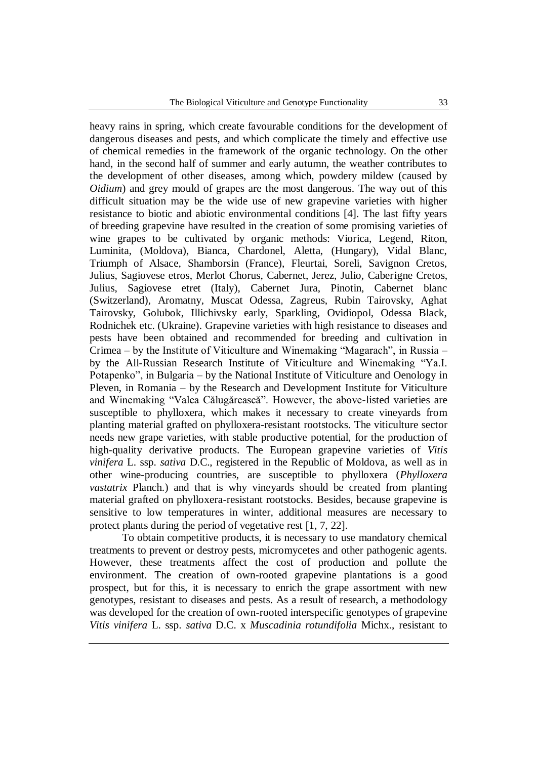heavy rains in spring, which create favourable conditions for the development of dangerous diseases and pests, and which complicate the timely and effective use of chemical remedies in the framework of the organic technology. On the other hand, in the second half of summer and early autumn, the weather contributes to the development of other diseases, among which, powdery mildew (caused by *Oidium*) and grey mould of grapes are the most dangerous. The way out of this difficult situation may be the wide use of new grapevine varieties with higher resistance to biotic and abiotic environmental conditions [4]. The last fifty years of breeding grapevine have resulted in the creation of some promising varieties of wine grapes to be cultivated by organic methods: Viorica, Legend, Riton, Luminita, (Moldova), Bianca, Chardonel, Aletta, (Hungary), Vidal Blanc, Triumph of Alsace, Shamborsin (France), Fleurtai, Soreli, Savignon Cretos, Julius, Sagiovese etros, Merlot Chorus, Cabernet, Jerez, Julio, Caberigne Cretos, Julius, Sagiovese etret (Italy), Cabernet Jura, Pinotin, Cabernet blanc (Switzerland), Aromatny, Muscat Odessa, Zagreus, Rubin Tairovsky, Aghat Tairovsky, Golubok, Illichivsky early, Sparkling, Ovidiopol, Odessa Black, Rodnichek etc. (Ukraine). Grapevine varieties with high resistance to diseases and pests have been obtained and recommended for breeding and cultivation in Crimea – by the Institute of Viticulture and Winemaking "Magarach", in Russia – by the All-Russian Research Institute of Viticulture and Winemaking "Ya.I. Potapenko", in Bulgaria – by the National Institute of Viticulture and Oenology in Pleven, in Romania – by the Research and Development Institute for Viticulture and Winemaking "Valea Călugărească". However, the above-listed varieties are susceptible to phylloxera, which makes it necessary to create vineyards from planting material grafted on phylloxera-resistant rootstocks. The viticulture sector needs new grape varieties, with stable productive potential, for the production of high-quality derivative products. The European grapevine varieties of *Vitis vinifera* L. ssp. *sativa* D.C., registered in the Republic of Moldova, as well as in other wine-producing countries, are susceptible to phylloxera (*Phylloxera vastatrix* Planch.) and that is why vineyards should be created from planting material grafted on phylloxera-resistant rootstocks. Besides, because grapevine is sensitive to low temperatures in winter, additional measures are necessary to protect plants during the period of vegetative rest [1, 7, 22].

To obtain competitive products, it is necessary to use mandatory chemical treatments to prevent or destroy pests, micromycetes and other pathogenic agents. However, these treatments affect the cost of production and pollute the environment. The creation of own-rooted grapevine plantations is a good prospect, but for this, it is necessary to enrich the grape assortment with new genotypes, resistant to diseases and pests. As a result of research, a methodology was developed for the creation of own-rooted interspecific genotypes of grapevine *Vitis vinifera* L. ssp. *sativa* D.C. x *Muscadinia rotundifolia* Michx., resistant to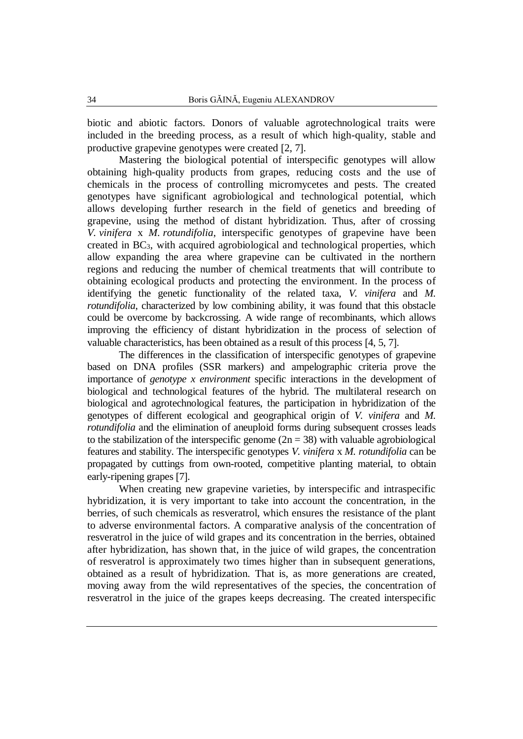biotic and abiotic factors. Donors of valuable agrotechnological traits were included in the breeding process, as a result of which high-quality, stable and productive grapevine genotypes were created [2, 7].

Mastering the biological potential of interspecific genotypes will allow obtaining high-quality products from grapes, reducing costs and the use of chemicals in the process of controlling micromycetes and pests. The created genotypes have significant agrobiological and technological potential, which allows developing further research in the field of genetics and breeding of grapevine, using the method of distant hybridization. Thus, after of crossing *V. vinifera* x *M. rotundifolia*, interspecific genotypes of grapevine have been created in $BC_3$, with acquired agrobiological and technological properties, which allow expanding the area where grapevine can be cultivated in the northern regions and reducing the number of chemical treatments that will contribute to obtaining ecological products and protecting the environment. In the process of identifying the genetic functionality of the related taxa, *V. vinifera* and *M. rotundifolia*, characterized by low combining ability, it was found that this obstacle could be overcome by backcrossing. A wide range of recombinants, which allows improving the efficiency of distant hybridization in the process of selection of valuable characteristics, has been obtained as a result of this process [4, 5, 7].

The differences in the classification of interspecific genotypes of grapevine based on DNA profiles (SSR markers) and ampelographic criteria prove the importance of *genotype x environment* specific interactions in the development of biological and technological features of the hybrid. The multilateral research on biological and agrotechnological features, the participation in hybridization of the genotypes of different ecological and geographical origin of *V. vinifera* and *M. rotundifolia* and the elimination of aneuploid forms during subsequent crosses leads to the stabilization of the interspecific genome ($2n = 38$) with valuable agrobiological features and stability. The interspecific genotypes *V. vinifera* x *M. rotundifolia* can be propagated by cuttings from own-rooted, competitive planting material, to obtain early-ripening grapes [7].

When creating new grapevine varieties, by interspecific and intraspecific hybridization, it is very important to take into account the concentration, in the berries, of such chemicals as resveratrol, which ensures the resistance of the plant to adverse environmental factors. A comparative analysis of the concentration of resveratrol in the juice of wild grapes and its concentration in the berries, obtained after hybridization, has shown that, in the juice of wild grapes, the concentration of resveratrol is approximately two times higher than in subsequent generations, obtained as a result of hybridization. That is, as more generations are created, moving away from the wild representatives of the species, the concentration of resveratrol in the juice of the grapes keeps decreasing. The created interspecific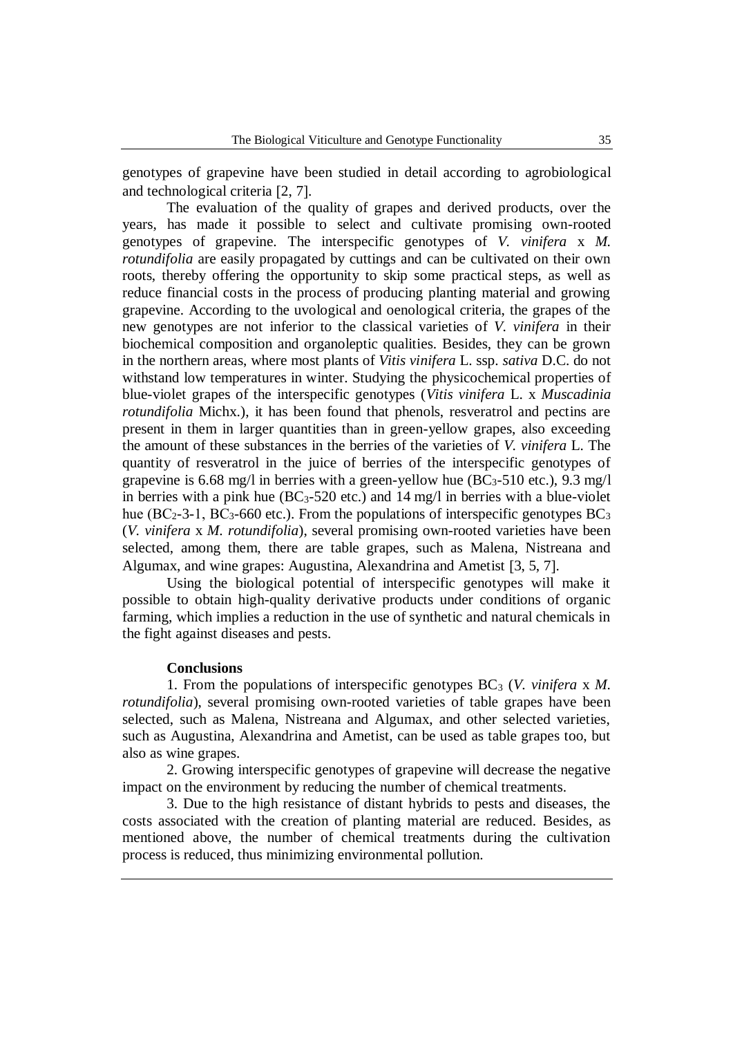genotypes of grapevine have been studied in detail according to agrobiological and technological criteria [2, 7].

The evaluation of the quality of grapes and derived products, over the years, has made it possible to select and cultivate promising own-rooted genotypes of grapevine. The interspecific genotypes of *V. vinifera* x *M. rotundifolia* are easily propagated by cuttings and can be cultivated on their own roots, thereby offering the opportunity to skip some practical steps, as well as reduce financial costs in the process of producing planting material and growing grapevine. According to the uvological and oenological criteria, the grapes of the new genotypes are not inferior to the classical varieties of *V. vinifera* in their biochemical composition and organoleptic qualities. Besides, they can be grown in the northern areas, where most plants of *Vitis vinifera* L. ssp. *sativa* D.C. do not withstand low temperatures in winter. Studying the physicochemical properties of blue-violet grapes of the interspecific genotypes (*Vitis vinifera* L. x *Muscadinia rotundifolia* Michx.), it has been found that phenols, resveratrol and pectins are present in them in larger quantities than in green-yellow grapes, also exceeding the amount of these substances in the berries of the varieties of *V. vinifera* L. The quantity of resveratrol in the juice of berries of the interspecific genotypes of grapevine is 6.68 mg/l in berries with a green-yellow hue ($BC_3$-510 etc.), 9.3 mg/l in berries with a pink hue ($BC_3$-520 etc.) and 14 mg/l in berries with a blue-violet hue ($BC_2$-3-1, $BC_3$-660 etc.). From the populations of interspecific genotypes $BC_3$ (*V. vinifera* x *M. rotundifolia*), several promising own-rooted varieties have been selected, among them, there are table grapes, such as Malena, Nistreana and Algumax, and wine grapes: Augustina, Alexandrina and Ametist [3, 5, 7].

Using the biological potential of interspecific genotypes will make it possible to obtain high-quality derivative products under conditions of organic farming, which implies a reduction in the use of synthetic and natural chemicals in the fight against diseases and pests.

## Conclusions

1. From the populations of interspecific genotypes $BC_3$ (*V. vinifera* x *M. rotundifolia*), several promising own-rooted varieties of table grapes have been selected, such as Malena, Nistreana and Algumax, and other selected varieties, such as Augustina, Alexandrina and Ametist, can be used as table grapes too, but also as wine grapes.

2. Growing interspecific genotypes of grapevine will decrease the negative impact on the environment by reducing the number of chemical treatments.

3. Due to the high resistance of distant hybrids to pests and diseases, the costs associated with the creation of planting material are reduced. Besides, as mentioned above, the number of chemical treatments during the cultivation process is reduced, thus minimizing environmental pollution.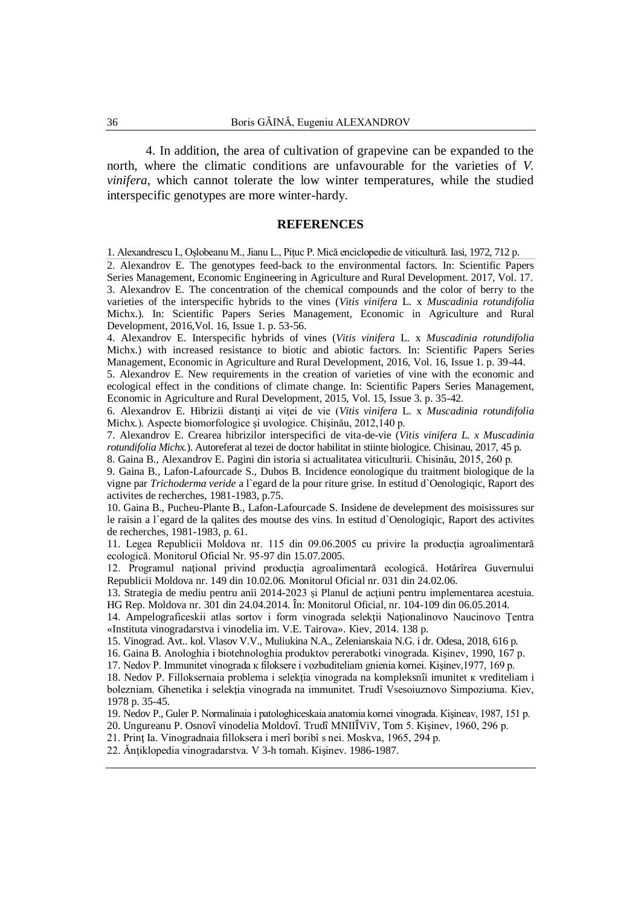4. In addition, the area of cultivation of grapevine can be expanded to the north, where the climatic conditions are unfavourable for the varieties of *V. vinifera*, which cannot tolerate the low winter temperatures, while the studied interspecific genotypes are more winter-hardy.

## REFERENCES

1. Alexandrescu I., Oşlobeanu M., Jianu L., Piţuc P. Mică enciclopedie de viticultură. Iasi, 1972, 712 p.
2. Alexandrov E. The genotypes feed-back to the environmental factors. In: Scientific Papers Series Management, Economic Engineering in Agriculture and Rural Development. 2017, Vol. 17.
3. Alexandrov E. The concentration of the chemical compounds and the color of berry to the varieties of the interspecific hybrids to the vines (*Vitis vinifera* L. x *Muscadinia rotundifolia* Michx.). In: Scientific Papers Series Management, Economic in Agriculture and Rural Development, 2016,Vol. 16, Issue 1. p. 53-56.
4. Alexandrov E. Interspecific hybrids of vines (*Vitis vinifera* L. x *Muscadinia rotundifolia* Michx.) with increased resistance to biotic and abiotic factors. In: Scientific Papers Series Management, Economic in Agriculture and Rural Development, 2016, Vol. 16, Issue 1. p. 39-44.
5. Alexandrov E. New requirements in the creation of varieties of vine with the economic and ecological effect in the conditions of climate change. In: Scientific Papers Series Management, Economic in Agriculture and Rural Development, 2015, Vol. 15, Issue 3. p. 35-42.
6. Alexandrov E. Hibrizii distanţi ai viţei de vie (*Vitis vinifera* L. x *Muscadinia rotundifolia* Michx.). Aspecte biomorfologice şi uvologice. Chişinău, 2012,140 p.
7. Alexandrov E. Crearea hibrizilor interspecifici de vita-de-vie (*Vitis vinifera L. x Muscadinia rotundifolia Michx.*). Autoreferat al tezei de doctor habilitat in stiinte biologice. Chisinau, 2017, 45 p.
8. Gaina B., Alexandrov E. Pagini din istoria si actualitatea viticulturii. Chisinău, 2015, 260 p.
9. Gaina B., Lafon-Lafourcade S., Dubos B. Incidence eonologique du traitment biologique de la vigne par *Trichoderma veride* a l`egard de la pour riture grise. In estitud d`Oenologiqic, Raport des activites de recherches, 1981-1983, p.75.
10. Gaina B., Pucheu-Plante B., Lafon-Lafourcade S. Insidene de develepment des moisissures sur le raisin a l`egard de la qalites des moutse des vins. In estitud d`Oenologiqic, Raport des activites de recherches, 1981-1983, p. 61.
11. Legea Republicii Moldova nr. 115 din 09.06.2005 cu privire la producţia agroalimentară ecologică. Monitorul Oficial Nr. 95-97 din 15.07.2005.
12. Programul naţional privind producţia agroalimentară ecologică. Hotărîrea Guvernului Republicii Moldova nr. 149 din 10.02.06. Monitorul Oficial nr. 031 din 24.02.06.
13. Strategia de mediu pentru anii 2014-2023 şi Planul de acţiuni pentru implementarea acestuia. HG Rep. Moldova nr. 301 din 24.04.2014. În: Monitorul Oficial, nr. 104-109 din 06.05.2014.
14. Ampelograficeskii atlas sortov i form vinograda selekţii Naţionalinovo Naucinovo Ţentra «Instituta vinogradarstva i vinodelia im. V.E. Tairova». Kiev, 2014. 138 p.
15. Vinograd. Avt.. kol. Vlasov V.V., Muliukina N.A., Zelenianskaia N.G. i dr. Odesa, 2018, 616 p.
16. Gaina B. Anologhia i biotehnologhia produktov pererabotki vinograda. Kişinev, 1990, 167 p.
17. Nedov P. Immunitet vinograda к filoksere i vozbuditeliam gnienia kornei. Kişinev,1977, 169 p.
18. Nedov P. Filloksernaia problema i selekţia vinograda na kompleksnîi imunitet к vrediteliam i bolezniam. Ghenetika i selekţia vinograda na immunitet. Trudî Vsesoiuznovo Simpoziuma. Kiev, 1978 p. 35-45.
19. Nedov P., Guler P. Normalinaia i patologhiceskaia anatomia kornei vinograda. Kişineav, 1987, 151 p.
20. Ungureanu P. Osnovî vinodelia Moldovî. Trudî MNIIÎViV, Tom 5. Kişinev, 1960, 296 p.
21. Prinţ Ia. Vinogradnaia filloksera i merî boribî s nei. Moskva, 1965, 294 p.
22. Ănţiklopedia vinogradarstva. V 3-h tomah. Kişinev. 1986-1987.